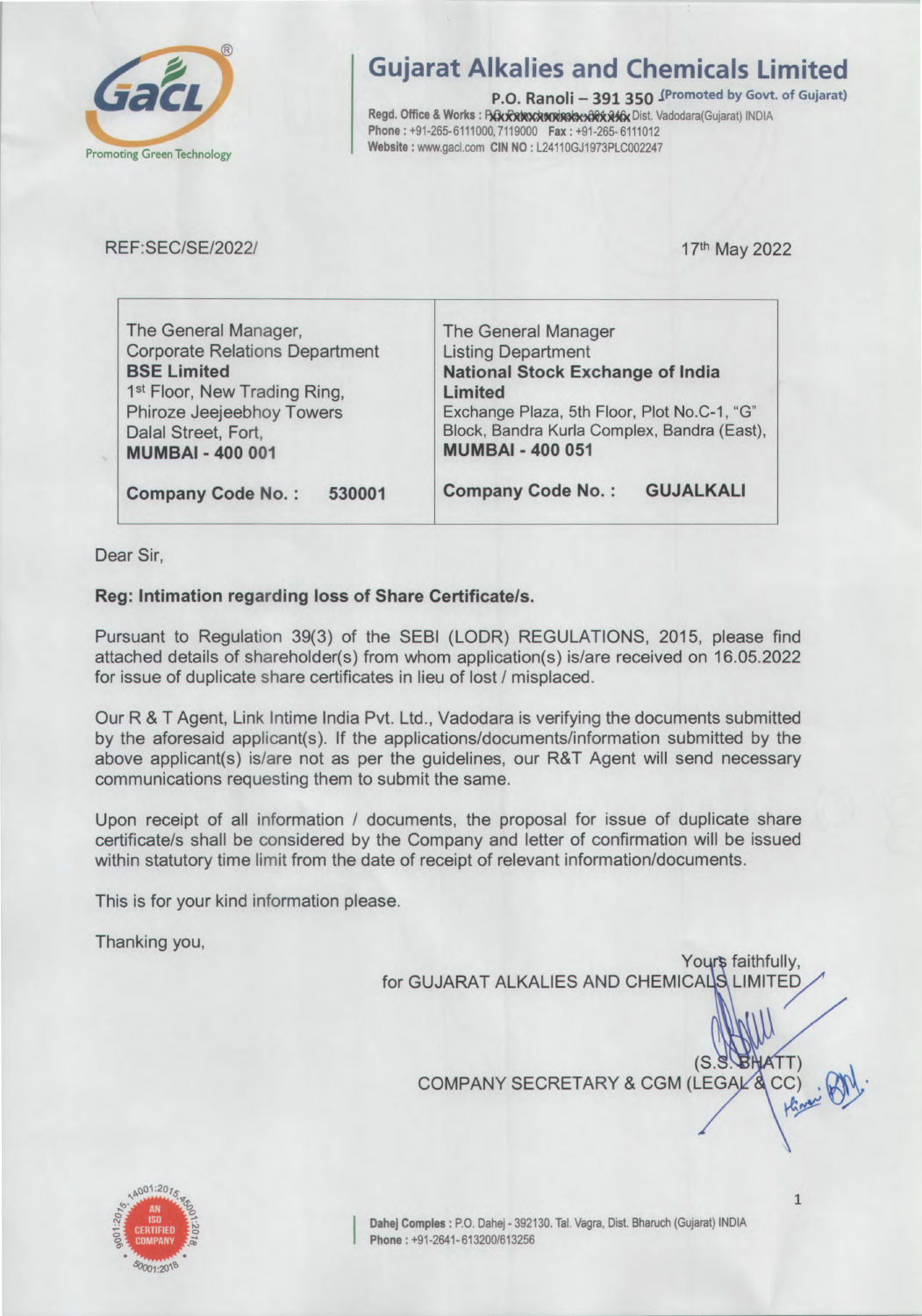# Gujarat Alkalies and Chemicals Limited

**P.O. Ranoli – 391 350** (Promoted by Govt. of Gujarat)
Regd. Office & Works : P.O. Petrochemicals-391 346, Dist. Vadodara(Gujarat) INDIA
Phone : +91-265-6111000, 7119000 Fax : +91-265-6111012
Website : www.gacl.com CIN NO : L24110GJ1973PLC002247

REF:SEC/SE/2022/

17th May 2022

| The General Manager,<br>Corporate Relations Department<br>**BSE Limited**<br>1st Floor, New Trading Ring,<br>Phiroze Jeejeebhoy Towers<br>Dalal Street, Fort,<br>**MUMBAI - 400 001** | The General Manager<br>Listing Department<br>**National Stock Exchange of India Limited**<br>Exchange Plaza, 5th Floor, Plot No.C-1, "G" Block, Bandra Kurla Complex, Bandra (East),<br>**MUMBAI - 400 051** |
|---|---|
| **Company Code No. : 530001** | **Company Code No. : GUJALKALI** |

Dear Sir,

**Reg: Intimation regarding loss of Share Certificate/s.**

Pursuant to Regulation 39(3) of the SEBI (LODR) REGULATIONS, 2015, please find attached details of shareholder(s) from whom application(s) is/are received on 16.05.2022 for issue of duplicate share certificates in lieu of lost / misplaced.

Our R & T Agent, Link Intime India Pvt. Ltd., Vadodara is verifying the documents submitted by the aforesaid applicant(s). If the applications/documents/information submitted by the above applicant(s) is/are not as per the guidelines, our R&T Agent will send necessary communications requesting them to submit the same.

Upon receipt of all information / documents, the proposal for issue of duplicate share certificate/s shall be considered by the Company and letter of confirmation will be issued within statutory time limit from the date of receipt of relevant information/documents.

This is for your kind information please.

Thanking you,

Yours faithfully,
for GUJARAT ALKALIES AND CHEMICALS LIMITED

(S.S. BHATT)
COMPANY SECRETARY & CGM (LEGAL & CC)

Dahej Complex : P.O. Dahej - 392130. Tal. Vagra, Dist. Bharuch (Gujarat) INDIA
Phone : +91-2641-613200/613256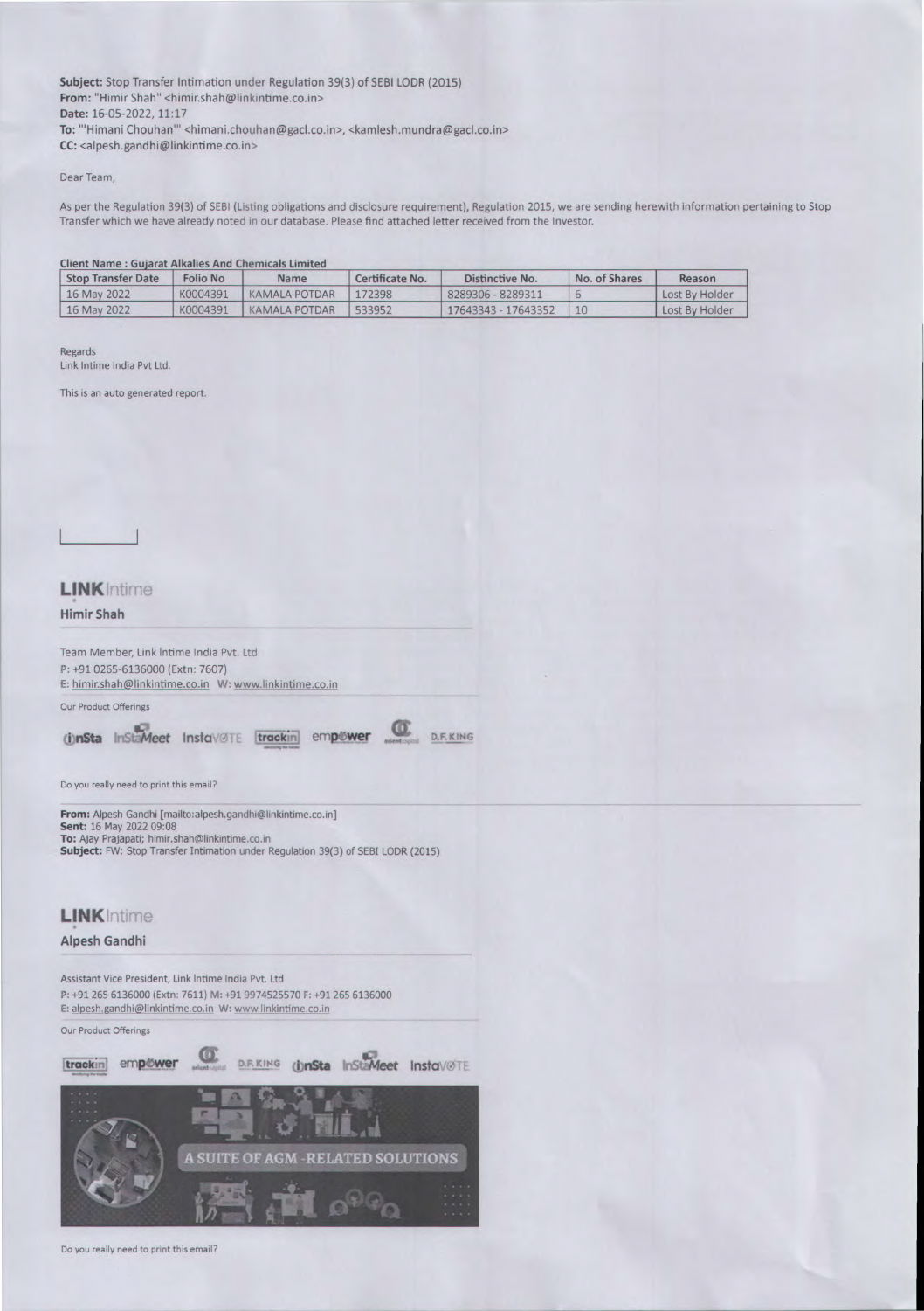**Subject:** Stop Transfer Intimation under Regulation 39(3) of SEBI LODR (2015)
**From:** "Himir Shah" <himir.shah@linkintime.co.in>
**Date:** 16-05-2022, 11:17
**To:** "'Himani Chouhan'" <himani.chouhan@gacl.co.in>, <kamlesh.mundra@gacl.co.in>
**CC:** <alpesh.gandhi@linkintime.co.in>

Dear Team,

As per the Regulation 39(3) of SEBI (Listing obligations and disclosure requirement), Regulation 2015, we are sending herewith information pertaining to Stop Transfer which we have already noted in our database. Please find attached letter received from the Investor.

**Client Name : Gujarat Alkalies And Chemicals Limited**

| Stop Transfer Date | Folio No | Name | Certificate No. | Distinctive No. | No. of Shares | Reason |
|---|---|---|---|---|---|---|
| 16 May 2022 | K0004391 | KAMALA POTDAR | 172398 | 8289306 - 8289311 | 6 | Lost By Holder |
| 16 May 2022 | K0004391 | KAMALA POTDAR | 533952 | 17643343 - 17643352 | 10 | Lost By Holder |

Regards
Link Intime India Pvt Ltd.

This is an auto generated report.

**LINK** Intime

**Himir Shah**

Team Member, Link Intime India Pvt. Ltd
P: +91 0265-6136000 (Extn: 7607)
E: himir.shah@linkintime.co.in W: www.linkintime.co.in

Our Product Offerings

InSta InStaMeet InstaVOTE trackin empower D.F.KING

Do you really need to print this email?

**From:** Alpesh Gandhi [mailto:alpesh.gandhi@linkintime.co.in]
**Sent:** 16 May 2022 09:08
**To:** Ajay Prajapati; himir.shah@linkintime.co.in
**Subject:** FW: Stop Transfer Intimation under Regulation 39(3) of SEBI LODR (2015)

**LINK** Intime

**Alpesh Gandhi**

Assistant Vice President, Link Intime India Pvt. Ltd
P: +91 265 6136000 (Extn: 7611) M: +91 9974525570 F: +91 265 6136000
E: alpesh.gandhi@linkintime.co.in W: www.linkintime.co.in

Our Product Offerings

trackin empower D.F.KING InSta InStaMeet InstaVOTE

A SUITE OF AGM -RELATED SOLUTIONS

Do you really need to print this email?